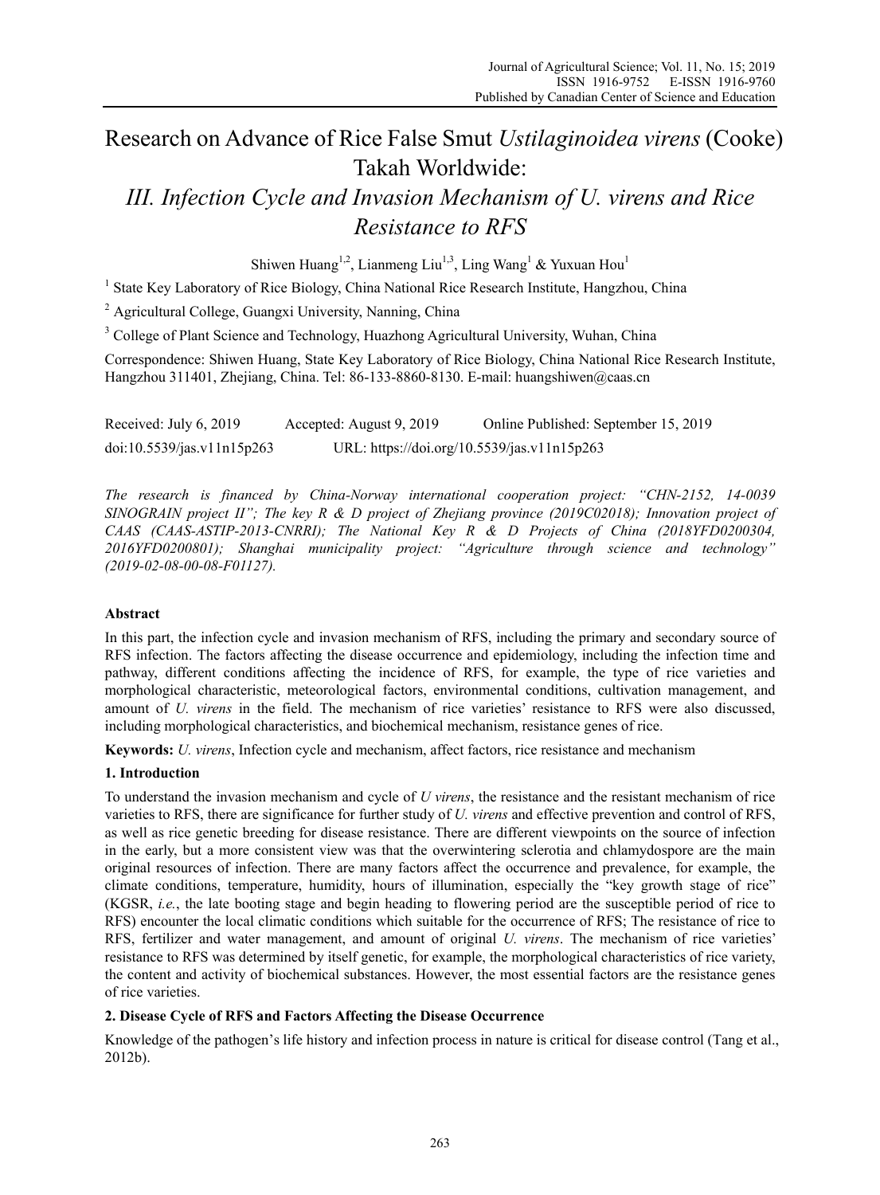# Research on Advance of Rice False Smut *Ustilaginoidea virens* (Cooke) Takah Worldwide:

## *III. Infection Cycle and Invasion Mechanism of U. virens and Rice Resistance to RFS*

Shiwen Huang[1,2], Lianmeng Liu[1,3], Ling Wang[1] & Yuxuan Hou[1]

[1] State Key Laboratory of Rice Biology, China National Rice Research Institute, Hangzhou, China

[2] Agricultural College, Guangxi University, Nanning, China

[3] College of Plant Science and Technology, Huazhong Agricultural University, Wuhan, China

Correspondence: Shiwen Huang, State Key Laboratory of Rice Biology, China National Rice Research Institute, Hangzhou 311401, Zhejiang, China. Tel: 86-133-8860-8130. E-mail: huangshiwen@caas.cn

Received: July 6, 2019 Accepted: August 9, 2019 Online Published: September 15, 2019

doi:10.5539/jas.v11n15p263 URL: https://doi.org/10.5539/jas.v11n15p263

*The research is financed by China-Norway international cooperation project: "CHN-2152, 14-0039 SINOGRAIN project II"; The key R & D project of Zhejiang province (2019C02018); Innovation project of CAAS (CAAS-ASTIP-2013-CNRRI); The National Key R & D Projects of China (2018YFD0200304, 2016YFD0200801); Shanghai municipality project: "Agriculture through science and technology" (2019-02-08-00-08-F01127).*

**Abstract**

In this part, the infection cycle and invasion mechanism of RFS, including the primary and secondary source of RFS infection. The factors affecting the disease occurrence and epidemiology, including the infection time and pathway, different conditions affecting the incidence of RFS, for example, the type of rice varieties and morphological characteristic, meteorological factors, environmental conditions, cultivation management, and amount of *U. virens* in the field. The mechanism of rice varieties' resistance to RFS were also discussed, including morphological characteristics, and biochemical mechanism, resistance genes of rice.

**Keywords:** *U. virens*, Infection cycle and mechanism, affect factors, rice resistance and mechanism

**1. Introduction**

To understand the invasion mechanism and cycle of *U virens*, the resistance and the resistant mechanism of rice varieties to RFS, there are significance for further study of *U. virens* and effective prevention and control of RFS, as well as rice genetic breeding for disease resistance. There are different viewpoints on the source of infection in the early, but a more consistent view was that the overwintering sclerotia and chlamydospore are the main original resources of infection. There are many factors affect the occurrence and prevalence, for example, the climate conditions, temperature, humidity, hours of illumination, especially the "key growth stage of rice" (KGSR, *i.e.*, the late booting stage and begin heading to flowering period are the susceptible period of rice to RFS) encounter the local climatic conditions which suitable for the occurrence of RFS; The resistance of rice to RFS, fertilizer and water management, and amount of original *U. virens*. The mechanism of rice varieties' resistance to RFS was determined by itself genetic, for example, the morphological characteristics of rice variety, the content and activity of biochemical substances. However, the most essential factors are the resistance genes of rice varieties.

**2. Disease Cycle of RFS and Factors Affecting the Disease Occurrence**

Knowledge of the pathogen's life history and infection process in nature is critical for disease control (Tang et al., 2012b).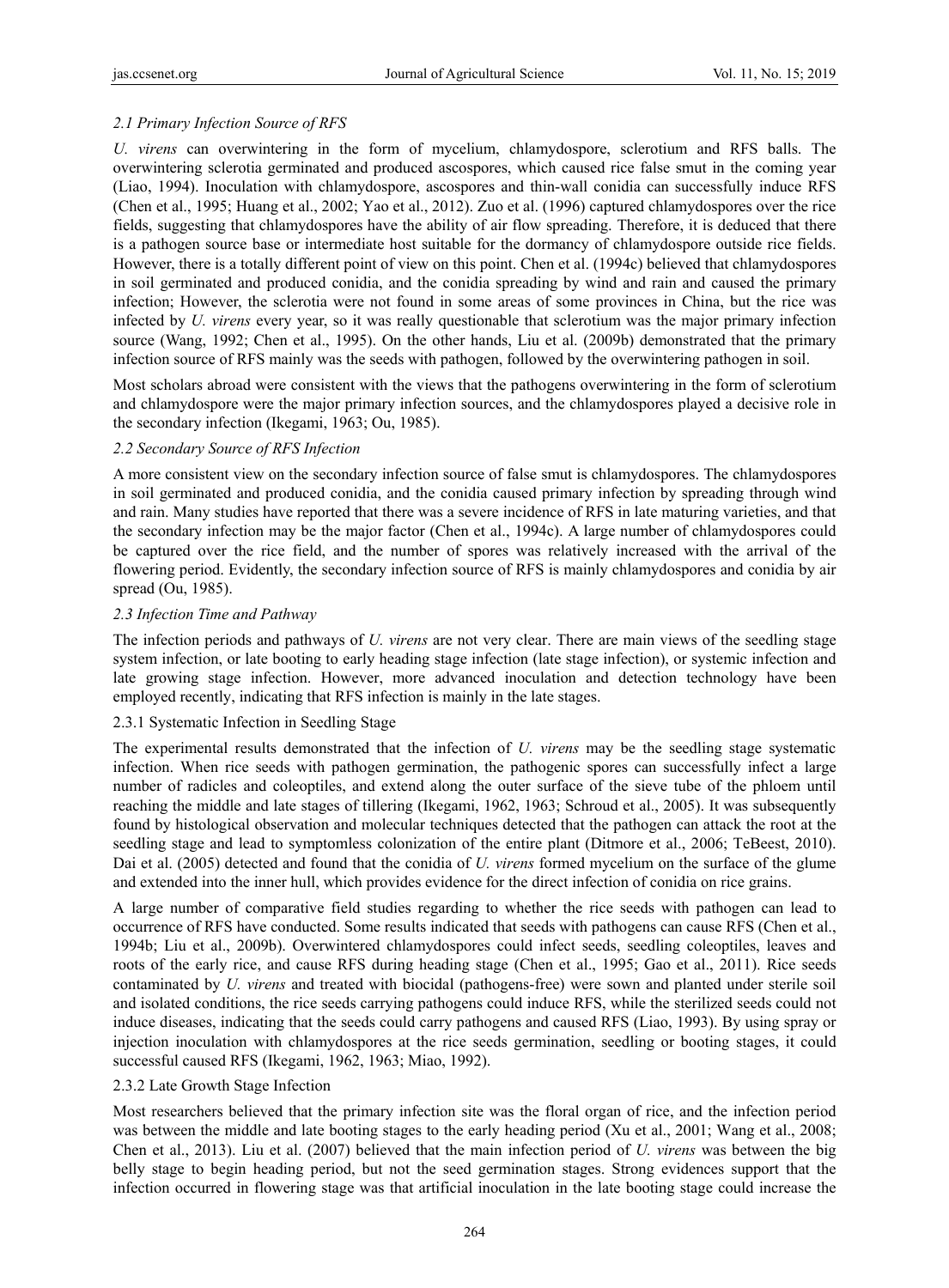### *2.1 Primary Infection Source of RFS*

*U. virens* can overwintering in the form of mycelium, chlamydospore, sclerotium and RFS balls. The overwintering sclerotia germinated and produced ascospores, which caused rice false smut in the coming year (Liao, 1994). Inoculation with chlamydospore, ascospores and thin-wall conidia can successfully induce RFS (Chen et al., 1995; Huang et al., 2002; Yao et al., 2012). Zuo et al. (1996) captured chlamydospores over the rice fields, suggesting that chlamydospores have the ability of air flow spreading. Therefore, it is deduced that there is a pathogen source base or intermediate host suitable for the dormancy of chlamydospore outside rice fields. However, there is a totally different point of view on this point. Chen et al. (1994c) believed that chlamydospores in soil germinated and produced conidia, and the conidia spreading by wind and rain and caused the primary infection; However, the sclerotia were not found in some areas of some provinces in China, but the rice was infected by *U. virens* every year, so it was really questionable that sclerotium was the major primary infection source (Wang, 1992; Chen et al., 1995). On the other hands, Liu et al. (2009b) demonstrated that the primary infection source of RFS mainly was the seeds with pathogen, followed by the overwintering pathogen in soil.

Most scholars abroad were consistent with the views that the pathogens overwintering in the form of sclerotium and chlamydospore were the major primary infection sources, and the chlamydospores played a decisive role in the secondary infection (Ikegami, 1963; Ou, 1985).

### *2.2 Secondary Source of RFS Infection*

A more consistent view on the secondary infection source of false smut is chlamydospores. The chlamydospores in soil germinated and produced conidia, and the conidia caused primary infection by spreading through wind and rain. Many studies have reported that there was a severe incidence of RFS in late maturing varieties, and that the secondary infection may be the major factor (Chen et al., 1994c). A large number of chlamydospores could be captured over the rice field, and the number of spores was relatively increased with the arrival of the flowering period. Evidently, the secondary infection source of RFS is mainly chlamydospores and conidia by air spread (Ou, 1985).

### *2.3 Infection Time and Pathway*

The infection periods and pathways of *U. virens* are not very clear. There are main views of the seedling stage system infection, or late booting to early heading stage infection (late stage infection), or systemic infection and late growing stage infection. However, more advanced inoculation and detection technology have been employed recently, indicating that RFS infection is mainly in the late stages.

#### 2.3.1 Systematic Infection in Seedling Stage

The experimental results demonstrated that the infection of *U. virens* may be the seedling stage systematic infection. When rice seeds with pathogen germination, the pathogenic spores can successfully infect a large number of radicles and coleoptiles, and extend along the outer surface of the sieve tube of the phloem until reaching the middle and late stages of tillering (Ikegami, 1962, 1963; Schroud et al., 2005). It was subsequently found by histological observation and molecular techniques detected that the pathogen can attack the root at the seedling stage and lead to symptomless colonization of the entire plant (Ditmore et al., 2006; TeBeest, 2010). Dai et al. (2005) detected and found that the conidia of *U. virens* formed mycelium on the surface of the glume and extended into the inner hull, which provides evidence for the direct infection of conidia on rice grains.

A large number of comparative field studies regarding to whether the rice seeds with pathogen can lead to occurrence of RFS have conducted. Some results indicated that seeds with pathogens can cause RFS (Chen et al., 1994b; Liu et al., 2009b). Overwintered chlamydospores could infect seeds, seedling coleoptiles, leaves and roots of the early rice, and cause RFS during heading stage (Chen et al., 1995; Gao et al., 2011). Rice seeds contaminated by *U. virens* and treated with biocidal (pathogens-free) were sown and planted under sterile soil and isolated conditions, the rice seeds carrying pathogens could induce RFS, while the sterilized seeds could not induce diseases, indicating that the seeds could carry pathogens and caused RFS (Liao, 1993). By using spray or injection inoculation with chlamydospores at the rice seeds germination, seedling or booting stages, it could successful caused RFS (Ikegami, 1962, 1963; Miao, 1992).

#### 2.3.2 Late Growth Stage Infection

Most researchers believed that the primary infection site was the floral organ of rice, and the infection period was between the middle and late booting stages to the early heading period (Xu et al., 2001; Wang et al., 2008; Chen et al., 2013). Liu et al. (2007) believed that the main infection period of *U. virens* was between the big belly stage to begin heading period, but not the seed germination stages. Strong evidences support that the infection occurred in flowering stage was that artificial inoculation in the late booting stage could increase the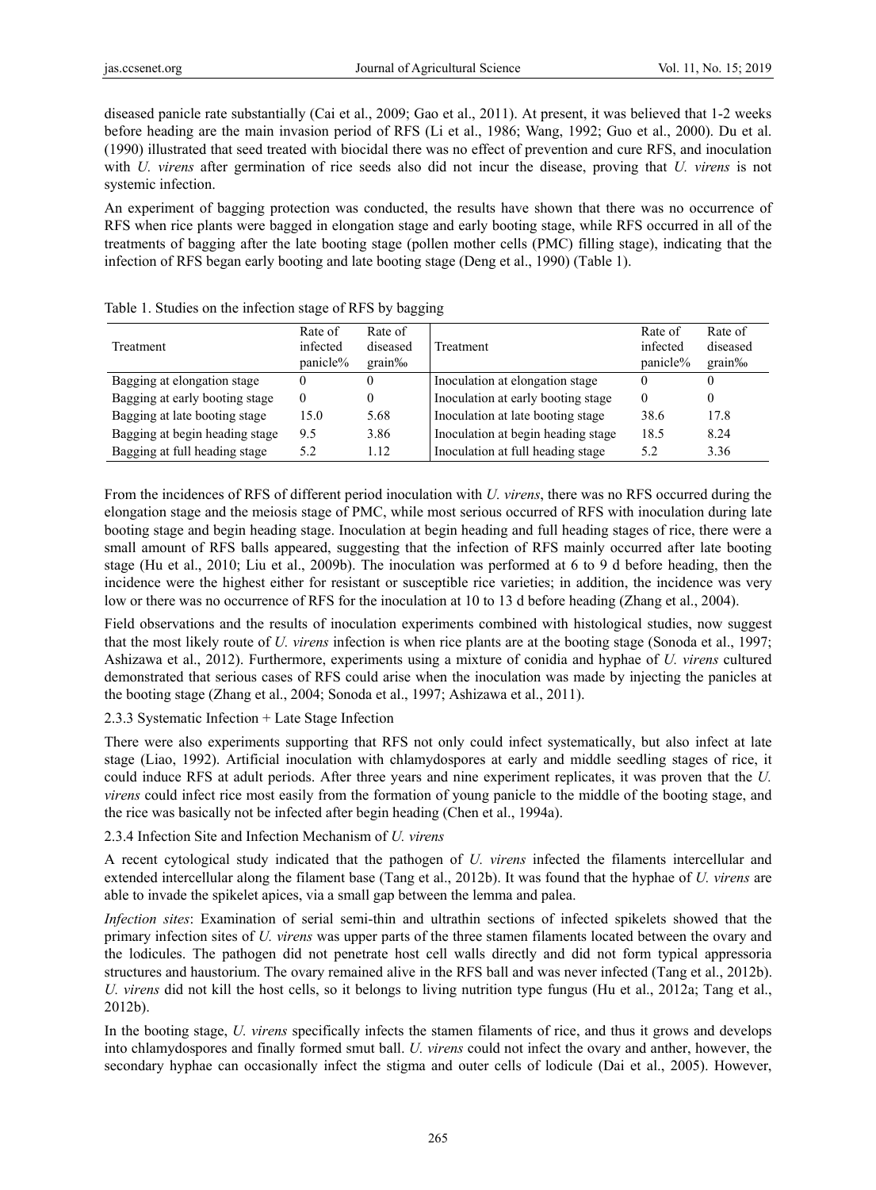diseased panicle rate substantially (Cai et al., 2009; Gao et al., 2011). At present, it was believed that 1-2 weeks before heading are the main invasion period of RFS (Li et al., 1986; Wang, 1992; Guo et al., 2000). Du et al. (1990) illustrated that seed treated with biocidal there was no effect of prevention and cure RFS, and inoculation with *U. virens* after germination of rice seeds also did not incur the disease, proving that *U. virens* is not systemic infection.

An experiment of bagging protection was conducted, the results have shown that there was no occurrence of RFS when rice plants were bagged in elongation stage and early booting stage, while RFS occurred in all of the treatments of bagging after the late booting stage (pollen mother cells (PMC) filling stage), indicating that the infection of RFS began early booting and late booting stage (Deng et al., 1990) (Table 1).

Table 1. Studies on the infection stage of RFS by bagging

| Treatment | Rate of infected panicle% | Rate of diseased grain‰ | Treatment | Rate of infected panicle% | Rate of diseased grain‰ |
|---|---|---|---|---|---|
| Bagging at elongation stage | 0 | 0 | Inoculation at elongation stage | 0 | 0 |
| Bagging at early booting stage | 0 | 0 | Inoculation at early booting stage | 0 | 0 |
| Bagging at late booting stage | 15.0 | 5.68 | Inoculation at late booting stage | 38.6 | 17.8 |
| Bagging at begin heading stage | 9.5 | 3.86 | Inoculation at begin heading stage | 18.5 | 8.24 |
| Bagging at full heading stage | 5.2 | 1.12 | Inoculation at full heading stage | 5.2 | 3.36 |

From the incidences of RFS of different period inoculation with *U. virens*, there was no RFS occurred during the elongation stage and the meiosis stage of PMC, while most serious occurred of RFS with inoculation during late booting stage and begin heading stage. Inoculation at begin heading and full heading stages of rice, there were a small amount of RFS balls appeared, suggesting that the infection of RFS mainly occurred after late booting stage (Hu et al., 2010; Liu et al., 2009b). The inoculation was performed at 6 to 9 d before heading, then the incidence were the highest either for resistant or susceptible rice varieties; in addition, the incidence was very low or there was no occurrence of RFS for the inoculation at 10 to 13 d before heading (Zhang et al., 2004).

Field observations and the results of inoculation experiments combined with histological studies, now suggest that the most likely route of *U. virens* infection is when rice plants are at the booting stage (Sonoda et al., 1997; Ashizawa et al., 2012). Furthermore, experiments using a mixture of conidia and hyphae of *U. virens* cultured demonstrated that serious cases of RFS could arise when the inoculation was made by injecting the panicles at the booting stage (Zhang et al., 2004; Sonoda et al., 1997; Ashizawa et al., 2011).

### 2.3.3 Systematic Infection + Late Stage Infection

There were also experiments supporting that RFS not only could infect systematically, but also infect at late stage (Liao, 1992). Artificial inoculation with chlamydospores at early and middle seedling stages of rice, it could induce RFS at adult periods. After three years and nine experiment replicates, it was proven that the *U. virens* could infect rice most easily from the formation of young panicle to the middle of the booting stage, and the rice was basically not be infected after begin heading (Chen et al., 1994a).

### 2.3.4 Infection Site and Infection Mechanism of *U. virens*

A recent cytological study indicated that the pathogen of *U. virens* infected the filaments intercellular and extended intercellular along the filament base (Tang et al., 2012b). It was found that the hyphae of *U. virens* are able to invade the spikelet apices, via a small gap between the lemma and palea.

*Infection sites*: Examination of serial semi-thin and ultrathin sections of infected spikelets showed that the primary infection sites of *U. virens* was upper parts of the three stamen filaments located between the ovary and the lodicules. The pathogen did not penetrate host cell walls directly and did not form typical appressoria structures and haustorium. The ovary remained alive in the RFS ball and was never infected (Tang et al., 2012b). *U. virens* did not kill the host cells, so it belongs to living nutrition type fungus (Hu et al., 2012a; Tang et al., 2012b).

In the booting stage, *U. virens* specifically infects the stamen filaments of rice, and thus it grows and develops into chlamydospores and finally formed smut ball. *U. virens* could not infect the ovary and anther, however, the secondary hyphae can occasionally infect the stigma and outer cells of lodicule (Dai et al., 2005). However,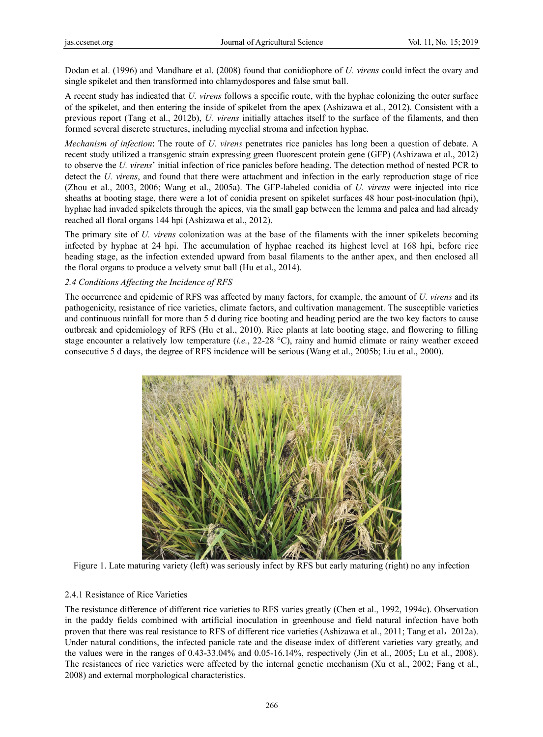Dodan et al. (1996) and Mandhare et al. (2008) found that conidiophore of *U. virens* could infect the ovary and single spikelet and then transformed into chlamydospores and false smut ball.

A recent study has indicated that *U. virens* follows a specific route, with the hyphae colonizing the outer surface of the spikelet, and then entering the inside of spikelet from the apex (Ashizawa et al., 2012). Consistent with a previous report (Tang et al., 2012b), *U. virens* initially attaches itself to the surface of the filaments, and then formed several discrete structures, including mycelial stroma and infection hyphae.

*Mechanism of infection*: The route of *U. virens* penetrates rice panicles has long been a question of debate. A recent study utilized a transgenic strain expressing green fluorescent protein gene (GFP) (Ashizawa et al., 2012) to observe the *U. virens*' initial infection of rice panicles before heading. The detection method of nested PCR to detect the *U. virens*, and found that there were attachment and infection in the early reproduction stage of rice (Zhou et al., 2003, 2006; Wang et al., 2005a). The GFP-labeled conidia of *U. virens* were injected into rice sheaths at booting stage, there were a lot of conidia present on spikelet surfaces 48 hour post-inoculation (hpi), hyphae had invaded spikelets through the apices, via the small gap between the lemma and palea and had already reached all floral organs 144 hpi (Ashizawa et al., 2012).

The primary site of *U. virens* colonization was at the base of the filaments with the inner spikelets becoming infected by hyphae at 24 hpi. The accumulation of hyphae reached its highest level at 168 hpi, before rice heading stage, as the infection extended upward from basal filaments to the anther apex, and then enclosed all the floral organs to produce a velvety smut ball (Hu et al., 2014).

### 2.4 Conditions Affecting the Incidence of RFS

The occurrence and epidemic of RFS was affected by many factors, for example, the amount of *U. virens* and its pathogenicity, resistance of rice varieties, climate factors, and cultivation management. The susceptible varieties and continuous rainfall for more than 5 d during rice booting and heading period are the two key factors to cause outbreak and epidemiology of RFS (Hu et al., 2010). Rice plants at late booting stage, and flowering to filling stage encounter a relatively low temperature (*i.e.*, 22-28 °C), rainy and humid climate or rainy weather exceed consecutive 5 d days, the degree of RFS incidence will be serious (Wang et al., 2005b; Liu et al., 2000).

Figure 1. Late maturing variety (left) was seriously infect by RFS but early maturing (right) no any infection

#### 2.4.1 Resistance of Rice Varieties

The resistance difference of different rice varieties to RFS varies greatly (Chen et al., 1992, 1994c). Observation in the paddy fields combined with artificial inoculation in greenhouse and field natural infection have both proven that there was real resistance to RFS of different rice varieties (Ashizawa et al., 2011; Tang et al，2012a). Under natural conditions, the infected panicle rate and the disease index of different varieties vary greatly, and the values were in the ranges of 0.43-33.04% and 0.05-16.14%, respectively (Jin et al., 2005; Lu et al., 2008). The resistances of rice varieties were affected by the internal genetic mechanism (Xu et al., 2002; Fang et al., 2008) and external morphological characteristics.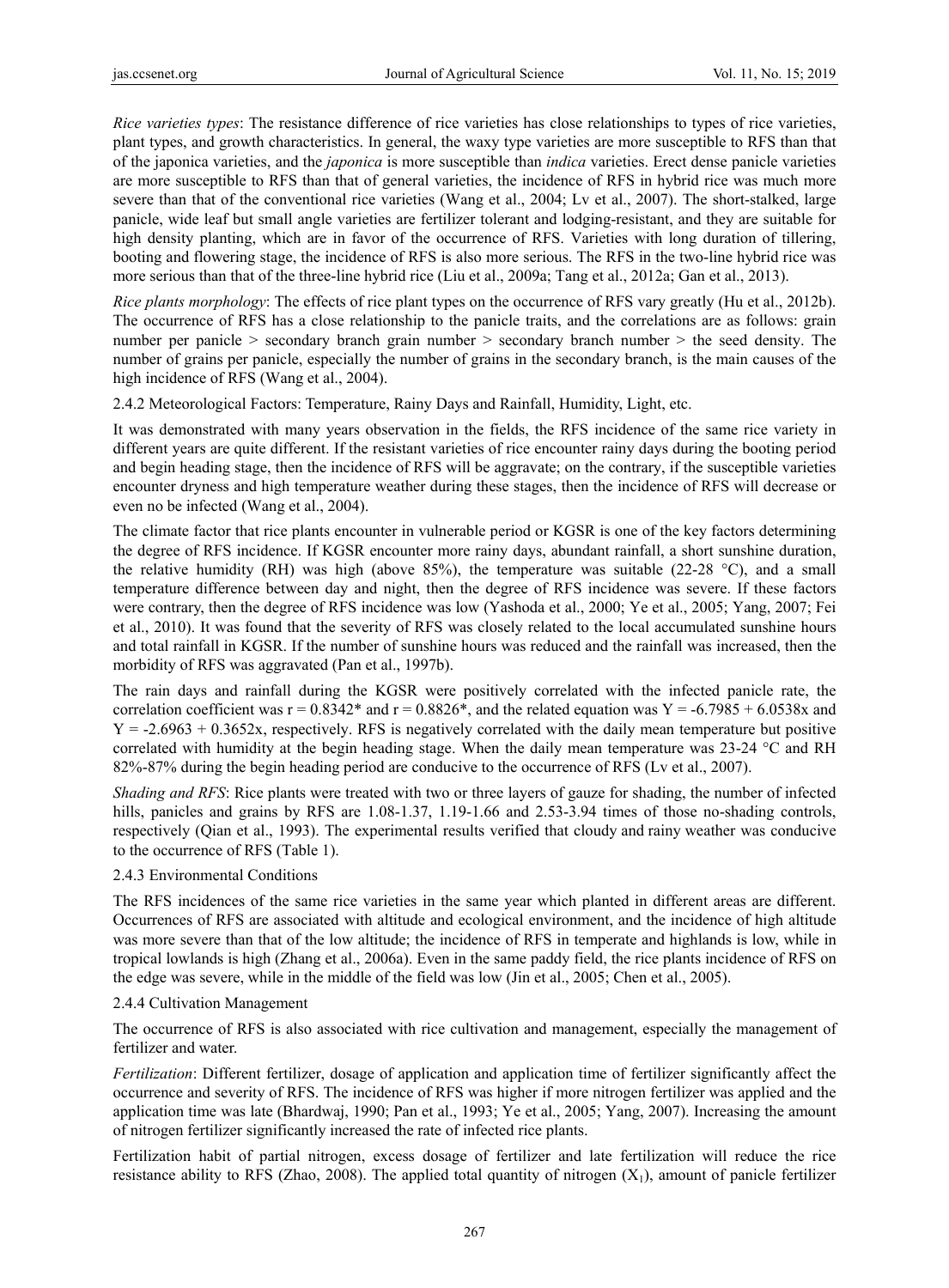*Rice varieties types*: The resistance difference of rice varieties has close relationships to types of rice varieties, plant types, and growth characteristics. In general, the waxy type varieties are more susceptible to RFS than that of the japonica varieties, and the *japonica* is more susceptible than *indica* varieties. Erect dense panicle varieties are more susceptible to RFS than that of general varieties, the incidence of RFS in hybrid rice was much more severe than that of the conventional rice varieties (Wang et al., 2004; Lv et al., 2007). The short-stalked, large panicle, wide leaf but small angle varieties are fertilizer tolerant and lodging-resistant, and they are suitable for high density planting, which are in favor of the occurrence of RFS. Varieties with long duration of tillering, booting and flowering stage, the incidence of RFS is also more serious. The RFS in the two-line hybrid rice was more serious than that of the three-line hybrid rice (Liu et al., 2009a; Tang et al., 2012a; Gan et al., 2013).

*Rice plants morphology*: The effects of rice plant types on the occurrence of RFS vary greatly (Hu et al., 2012b). The occurrence of RFS has a close relationship to the panicle traits, and the correlations are as follows: grain number per panicle > secondary branch grain number > secondary branch number > the seed density. The number of grains per panicle, especially the number of grains in the secondary branch, is the main causes of the high incidence of RFS (Wang et al., 2004).

#### 2.4.2 Meteorological Factors: Temperature, Rainy Days and Rainfall, Humidity, Light, etc.

It was demonstrated with many years observation in the fields, the RFS incidence of the same rice variety in different years are quite different. If the resistant varieties of rice encounter rainy days during the booting period and begin heading stage, then the incidence of RFS will be aggravate; on the contrary, if the susceptible varieties encounter dryness and high temperature weather during these stages, then the incidence of RFS will decrease or even no be infected (Wang et al., 2004).

The climate factor that rice plants encounter in vulnerable period or KGSR is one of the key factors determining the degree of RFS incidence. If KGSR encounter more rainy days, abundant rainfall, a short sunshine duration, the relative humidity (RH) was high (above 85%), the temperature was suitable (22-28 °C), and a small temperature difference between day and night, then the degree of RFS incidence was severe. If these factors were contrary, then the degree of RFS incidence was low (Yashoda et al., 2000; Ye et al., 2005; Yang, 2007; Fei et al., 2010). It was found that the severity of RFS was closely related to the local accumulated sunshine hours and total rainfall in KGSR. If the number of sunshine hours was reduced and the rainfall was increased, then the morbidity of RFS was aggravated (Pan et al., 1997b).

The rain days and rainfall during the KGSR were positively correlated with the infected panicle rate, the correlation coefficient was $r = 0.8342^*$ and $r = 0.8826^*$, and the related equation was $Y = -6.7985 + 6.0538x$ and $Y = -2.6963 + 0.3652x$, respectively. RFS is negatively correlated with the daily mean temperature but positive correlated with humidity at the begin heading stage. When the daily mean temperature was 23-24 °C and RH 82%-87% during the begin heading period are conducive to the occurrence of RFS (Lv et al., 2007).

*Shading and RFS*: Rice plants were treated with two or three layers of gauze for shading, the number of infected hills, panicles and grains by RFS are 1.08-1.37, 1.19-1.66 and 2.53-3.94 times of those no-shading controls, respectively (Qian et al., 1993). The experimental results verified that cloudy and rainy weather was conducive to the occurrence of RFS (Table 1).

#### 2.4.3 Environmental Conditions

The RFS incidences of the same rice varieties in the same year which planted in different areas are different. Occurrences of RFS are associated with altitude and ecological environment, and the incidence of high altitude was more severe than that of the low altitude; the incidence of RFS in temperate and highlands is low, while in tropical lowlands is high (Zhang et al., 2006a). Even in the same paddy field, the rice plants incidence of RFS on the edge was severe, while in the middle of the field was low (Jin et al., 2005; Chen et al., 2005).

#### 2.4.4 Cultivation Management

The occurrence of RFS is also associated with rice cultivation and management, especially the management of fertilizer and water.

*Fertilization*: Different fertilizer, dosage of application and application time of fertilizer significantly affect the occurrence and severity of RFS. The incidence of RFS was higher if more nitrogen fertilizer was applied and the application time was late (Bhardwaj, 1990; Pan et al., 1993; Ye et al., 2005; Yang, 2007). Increasing the amount of nitrogen fertilizer significantly increased the rate of infected rice plants.

Fertilization habit of partial nitrogen, excess dosage of fertilizer and late fertilization will reduce the rice resistance ability to RFS (Zhao, 2008). The applied total quantity of nitrogen ($X_1$), amount of panicle fertilizer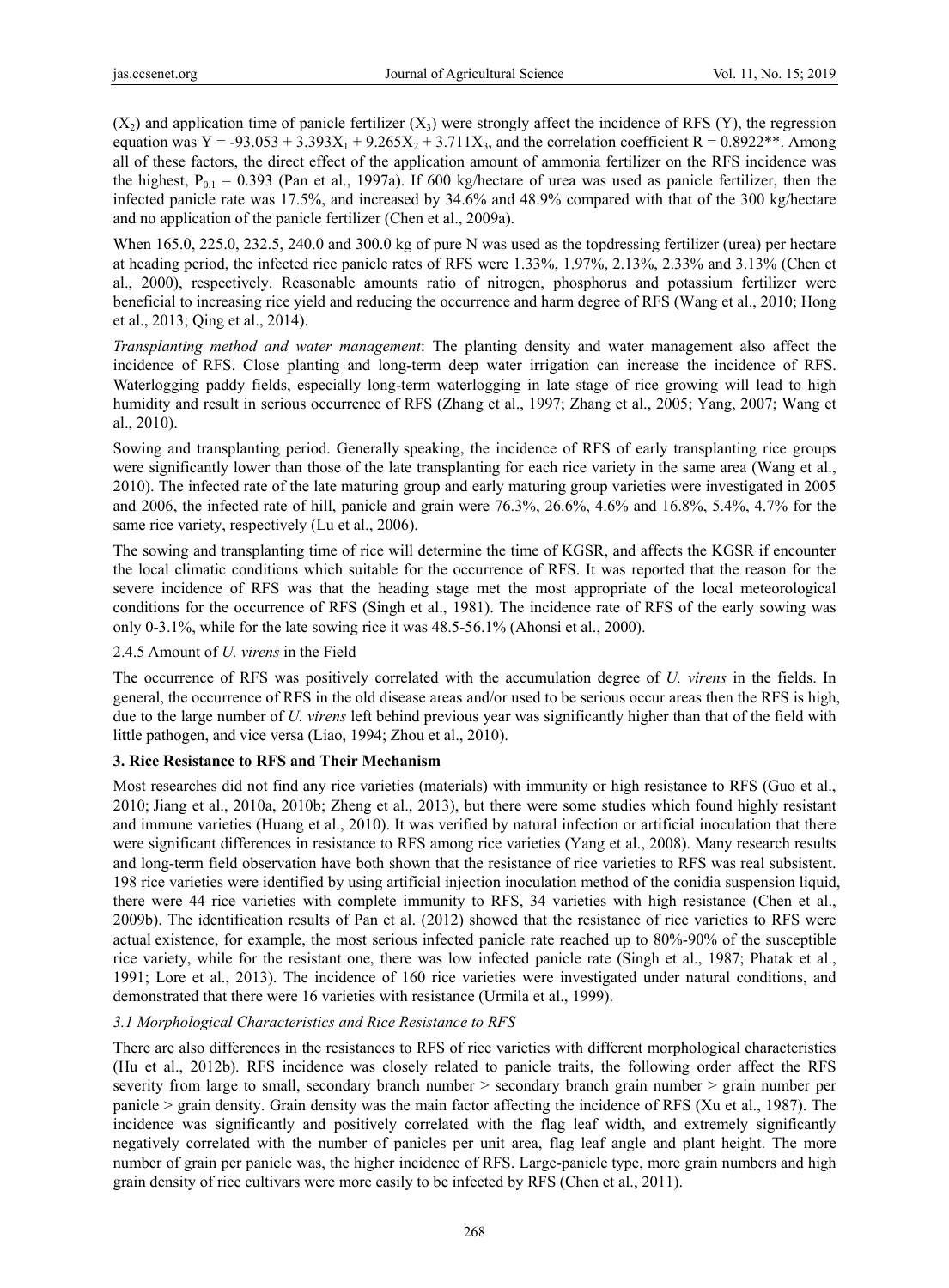($X_2$) and application time of panicle fertilizer ($X_3$) were strongly affect the incidence of RFS (Y), the regression equation was $Y = -93.053 + 3.393X_1 + 9.265X_2 + 3.711X_3$, and the correlation coefficient $R = 0.8922^{**}$. Among all of these factors, the direct effect of the application amount of ammonia fertilizer on the RFS incidence was the highest, $P_{0.1} = 0.393$ (Pan et al., 1997a). If 600 kg/hectare of urea was used as panicle fertilizer, then the infected panicle rate was 17.5%, and increased by 34.6% and 48.9% compared with that of the 300 kg/hectare and no application of the panicle fertilizer (Chen et al., 2009a).

When 165.0, 225.0, 232.5, 240.0 and 300.0 kg of pure N was used as the topdressing fertilizer (urea) per hectare at heading period, the infected rice panicle rates of RFS were 1.33%, 1.97%, 2.13%, 2.33% and 3.13% (Chen et al., 2000), respectively. Reasonable amounts ratio of nitrogen, phosphorus and potassium fertilizer were beneficial to increasing rice yield and reducing the occurrence and harm degree of RFS (Wang et al., 2010; Hong et al., 2013; Qing et al., 2014).

*Transplanting method and water management*: The planting density and water management also affect the incidence of RFS. Close planting and long-term deep water irrigation can increase the incidence of RFS. Waterlogging paddy fields, especially long-term waterlogging in late stage of rice growing will lead to high humidity and result in serious occurrence of RFS (Zhang et al., 1997; Zhang et al., 2005; Yang, 2007; Wang et al., 2010).

Sowing and transplanting period. Generally speaking, the incidence of RFS of early transplanting rice groups were significantly lower than those of the late transplanting for each rice variety in the same area (Wang et al., 2010). The infected rate of the late maturing group and early maturing group varieties were investigated in 2005 and 2006, the infected rate of hill, panicle and grain were 76.3%, 26.6%, 4.6% and 16.8%, 5.4%, 4.7% for the same rice variety, respectively (Lu et al., 2006).

The sowing and transplanting time of rice will determine the time of KGSR, and affects the KGSR if encounter the local climatic conditions which suitable for the occurrence of RFS. It was reported that the reason for the severe incidence of RFS was that the heading stage met the most appropriate of the local meteorological conditions for the occurrence of RFS (Singh et al., 1981). The incidence rate of RFS of the early sowing was only 0-3.1%, while for the late sowing rice it was 48.5-56.1% (Ahonsi et al., 2000).

#### 2.4.5 Amount of *U. virens* in the Field

The occurrence of RFS was positively correlated with the accumulation degree of *U. virens* in the fields. In general, the occurrence of RFS in the old disease areas and/or used to be serious occur areas then the RFS is high, due to the large number of *U. virens* left behind previous year was significantly higher than that of the field with little pathogen, and vice versa (Liao, 1994; Zhou et al., 2010).

## 3. Rice Resistance to RFS and Their Mechanism

Most researches did not find any rice varieties (materials) with immunity or high resistance to RFS (Guo et al., 2010; Jiang et al., 2010a, 2010b; Zheng et al., 2013), but there were some studies which found highly resistant and immune varieties (Huang et al., 2010). It was verified by natural infection or artificial inoculation that there were significant differences in resistance to RFS among rice varieties (Yang et al., 2008). Many research results and long-term field observation have both shown that the resistance of rice varieties to RFS was real subsistent. 198 rice varieties were identified by using artificial injection inoculation method of the conidia suspension liquid, there were 44 rice varieties with complete immunity to RFS, 34 varieties with high resistance (Chen et al., 2009b). The identification results of Pan et al. (2012) showed that the resistance of rice varieties to RFS were actual existence, for example, the most serious infected panicle rate reached up to 80%-90% of the susceptible rice variety, while for the resistant one, there was low infected panicle rate (Singh et al., 1987; Phatak et al., 1991; Lore et al., 2013). The incidence of 160 rice varieties were investigated under natural conditions, and demonstrated that there were 16 varieties with resistance (Urmila et al., 1999).

### *3.1 Morphological Characteristics and Rice Resistance to RFS*

There are also differences in the resistances to RFS of rice varieties with different morphological characteristics (Hu et al., 2012b). RFS incidence was closely related to panicle traits, the following order affect the RFS severity from large to small, secondary branch number > secondary branch grain number > grain number per panicle > grain density. Grain density was the main factor affecting the incidence of RFS (Xu et al., 1987). The incidence was significantly and positively correlated with the flag leaf width, and extremely significantly negatively correlated with the number of panicles per unit area, flag leaf angle and plant height. The more number of grain per panicle was, the higher incidence of RFS. Large-panicle type, more grain numbers and high grain density of rice cultivars were more easily to be infected by RFS (Chen et al., 2011).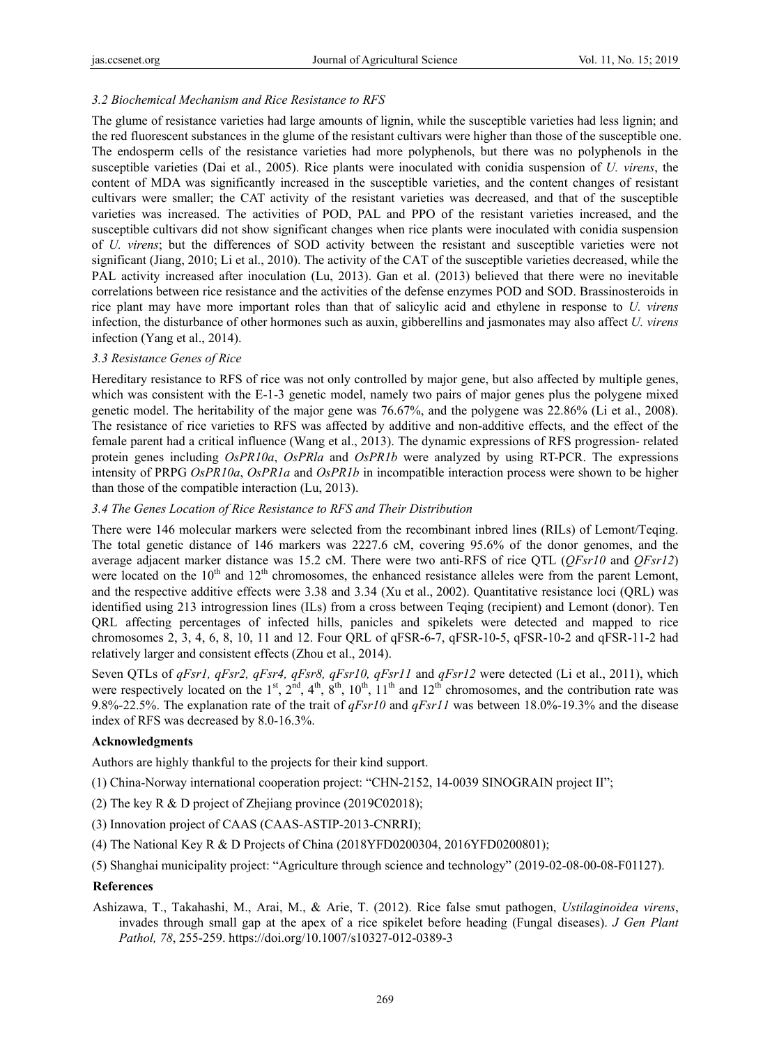### 3.2 Biochemical Mechanism and Rice Resistance to RFS

The glume of resistance varieties had large amounts of lignin, while the susceptible varieties had less lignin; and the red fluorescent substances in the glume of the resistant cultivars were higher than those of the susceptible one. The endosperm cells of the resistance varieties had more polyphenols, but there was no polyphenols in the susceptible varieties (Dai et al., 2005). Rice plants were inoculated with conidia suspension of *U. virens*, the content of MDA was significantly increased in the susceptible varieties, and the content changes of resistant cultivars were smaller; the CAT activity of the resistant varieties was decreased, and that of the susceptible varieties was increased. The activities of POD, PAL and PPO of the resistant varieties increased, and the susceptible cultivars did not show significant changes when rice plants were inoculated with conidia suspension of *U. virens*; but the differences of SOD activity between the resistant and susceptible varieties were not significant (Jiang, 2010; Li et al., 2010). The activity of the CAT of the susceptible varieties decreased, while the PAL activity increased after inoculation (Lu, 2013). Gan et al. (2013) believed that there were no inevitable correlations between rice resistance and the activities of the defense enzymes POD and SOD. Brassinosteroids in rice plant may have more important roles than that of salicylic acid and ethylene in response to *U. virens* infection, the disturbance of other hormones such as auxin, gibberellins and jasmonates may also affect *U. virens* infection (Yang et al., 2014).

### 3.3 Resistance Genes of Rice

Hereditary resistance to RFS of rice was not only controlled by major gene, but also affected by multiple genes, which was consistent with the E-1-3 genetic model, namely two pairs of major genes plus the polygene mixed genetic model. The heritability of the major gene was 76.67%, and the polygene was 22.86% (Li et al., 2008). The resistance of rice varieties to RFS was affected by additive and non-additive effects, and the effect of the female parent had a critical influence (Wang et al., 2013). The dynamic expressions of RFS progression- related protein genes including *OsPR10a*, *OsPRla* and *OsPR1b* were analyzed by using RT-PCR. The expressions intensity of PRPG *OsPR10a*, *OsPR1a* and *OsPR1b* in incompatible interaction process were shown to be higher than those of the compatible interaction (Lu, 2013).

### 3.4 The Genes Location of Rice Resistance to RFS and Their Distribution

There were 146 molecular markers were selected from the recombinant inbred lines (RILs) of Lemont/Teqing. The total genetic distance of 146 markers was 2227.6 cM, covering 95.6% of the donor genomes, and the average adjacent marker distance was 15.2 cM. There were two anti-RFS of rice QTL (*QFsr10* and *QFsr12*) were located on the 10th and 12th chromosomes, the enhanced resistance alleles were from the parent Lemont, and the respective additive effects were 3.38 and 3.34 (Xu et al., 2002). Quantitative resistance loci (QRL) was identified using 213 introgression lines (ILs) from a cross between Teqing (recipient) and Lemont (donor). Ten QRL affecting percentages of infected hills, panicles and spikelets were detected and mapped to rice chromosomes 2, 3, 4, 6, 8, 10, 11 and 12. Four QRL of qFSR-6-7, qFSR-10-5, qFSR-10-2 and qFSR-11-2 had relatively larger and consistent effects (Zhou et al., 2014).

Seven QTLs of *qFsr1, qFsr2, qFsr4, qFsr8, qFsr10, qFsr11* and *qFsr12* were detected (Li et al., 2011), which were respectively located on the 1st, 2nd, 4th, 8th, 10th, 11th and 12th chromosomes, and the contribution rate was 9.8%-22.5%. The explanation rate of the trait of *qFsr10* and *qFsr11* was between 18.0%-19.3% and the disease index of RFS was decreased by 8.0-16.3%.

**Acknowledgments**

Authors are highly thankful to the projects for their kind support.

(1) China-Norway international cooperation project: "CHN-2152, 14-0039 SINOGRAIN project II";

(2) The key R & D project of Zhejiang province (2019C02018);

(3) Innovation project of CAAS (CAAS-ASTIP-2013-CNRRI);

(4) The National Key R & D Projects of China (2018YFD0200304, 2016YFD0200801);

(5) Shanghai municipality project: "Agriculture through science and technology" (2019-02-08-00-08-F01127).

**References**

Ashizawa, T., Takahashi, M., Arai, M., & Arie, T. (2012). Rice false smut pathogen, *Ustilaginoidea virens*, invades through small gap at the apex of a rice spikelet before heading (Fungal diseases). *J Gen Plant Pathol, 78*, 255-259. https://doi.org/10.1007/s10327-012-0389-3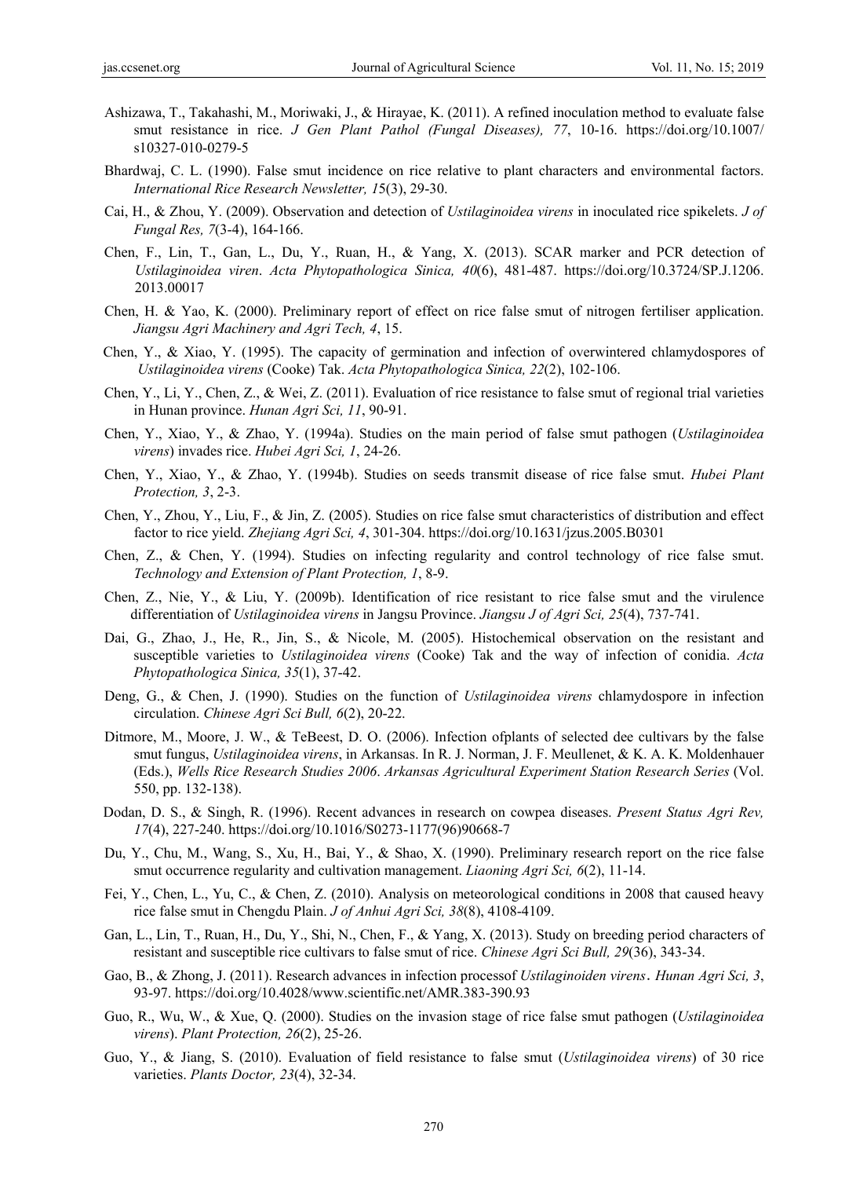Ashizawa, T., Takahashi, M., Moriwaki, J., & Hirayae, K. (2011). A refined inoculation method to evaluate false smut resistance in rice. *J Gen Plant Pathol (Fungal Diseases), 77*, 10-16. https://doi.org/10.1007/s10327-010-0279-5

Bhardwaj, C. L. (1990). False smut incidence on rice relative to plant characters and environmental factors. *International Rice Research Newsletter, 1*5(3), 29-30.

Cai, H., & Zhou, Y. (2009). Observation and detection of *Ustilaginoidea virens* in inoculated rice spikelets. *J of Fungal Res, 7*(3-4), 164-166.

Chen, F., Lin, T., Gan, L., Du, Y., Ruan, H., & Yang, X. (2013). SCAR marker and PCR detection of *Ustilaginoidea viren*. *Acta Phytopathologica Sinica, 40*(6), 481-487. https://doi.org/10.3724/SP.J.1206.2013.00017

Chen, H. & Yao, K. (2000). Preliminary report of effect on rice false smut of nitrogen fertiliser application. *Jiangsu Agri Machinery and Agri Tech, 4*, 15.

Chen, Y., & Xiao, Y. (1995). The capacity of germination and infection of overwintered chlamydospores of *Ustilaginoidea virens* (Cooke) Tak. *Acta Phytopathologica Sinica, 22*(2), 102-106.

Chen, Y., Li, Y., Chen, Z., & Wei, Z. (2011). Evaluation of rice resistance to false smut of regional trial varieties in Hunan province. *Hunan Agri Sci, 11*, 90-91.

Chen, Y., Xiao, Y., & Zhao, Y. (1994a). Studies on the main period of false smut pathogen (*Ustilaginoidea virens*) invades rice. *Hubei Agri Sci, 1*, 24-26.

Chen, Y., Xiao, Y., & Zhao, Y. (1994b). Studies on seeds transmit disease of rice false smut. *Hubei Plant Protection, 3*, 2-3.

Chen, Y., Zhou, Y., Liu, F., & Jin, Z. (2005). Studies on rice false smut characteristics of distribution and effect factor to rice yield. *Zhejiang Agri Sci, 4*, 301-304. https://doi.org/10.1631/jzus.2005.B0301

Chen, Z., & Chen, Y. (1994). Studies on infecting regularity and control technology of rice false smut. *Technology and Extension of Plant Protection, 1*, 8-9.

Chen, Z., Nie, Y., & Liu, Y. (2009b). Identification of rice resistant to rice false smut and the virulence differentiation of *Ustilaginoidea virens* in Jangsu Province. *Jiangsu J of Agri Sci, 25*(4), 737-741.

Dai, G., Zhao, J., He, R., Jin, S., & Nicole, M. (2005). Histochemical observation on the resistant and susceptible varieties to *Ustilaginoidea virens* (Cooke) Tak and the way of infection of conidia. *Acta Phytopathologica Sinica, 35*(1), 37-42.

Deng, G., & Chen, J. (1990). Studies on the function of *Ustilaginoidea virens* chlamydospore in infection circulation. *Chinese Agri Sci Bull, 6*(2), 20-22.

Ditmore, M., Moore, J. W., & TeBeest, D. O. (2006). Infection ofplants of selected dee cultivars by the false smut fungus, *Ustilaginoidea virens*, in Arkansas. In R. J. Norman, J. F. Meullenet, & K. A. K. Moldenhauer (Eds.), *Wells Rice Research Studies 2006*. *Arkansas Agricultural Experiment Station Research Series* (Vol. 550, pp. 132-138).

Dodan, D. S., & Singh, R. (1996). Recent advances in research on cowpea diseases. *Present Status Agri Rev, 17*(4), 227-240. https://doi.org/10.1016/S0273-1177(96)90668-7

Du, Y., Chu, M., Wang, S., Xu, H., Bai, Y., & Shao, X. (1990). Preliminary research report on the rice false smut occurrence regularity and cultivation management. *Liaoning Agri Sci, 6*(2), 11-14.

Fei, Y., Chen, L., Yu, C., & Chen, Z. (2010). Analysis on meteorological conditions in 2008 that caused heavy rice false smut in Chengdu Plain. *J of Anhui Agri Sci, 38*(8), 4108-4109.

Gan, L., Lin, T., Ruan, H., Du, Y., Shi, N., Chen, F., & Yang, X. (2013). Study on breeding period characters of resistant and susceptible rice cultivars to false smut of rice. *Chinese Agri Sci Bull, 29*(36), 343-34.

Gao, B., & Zhong, J. (2011). Research advances in infection processof *Ustilaginoiden virens*. *Hunan Agri Sci, 3*, 93-97. https://doi.org/10.4028/www.scientific.net/AMR.383-390.93

Guo, R., Wu, W., & Xue, Q. (2000). Studies on the invasion stage of rice false smut pathogen (*Ustilaginoidea virens*). *Plant Protection, 26*(2), 25-26.

Guo, Y., & Jiang, S. (2010). Evaluation of field resistance to false smut (*Ustilaginoidea virens*) of 30 rice varieties. *Plants Doctor, 23*(4), 32-34.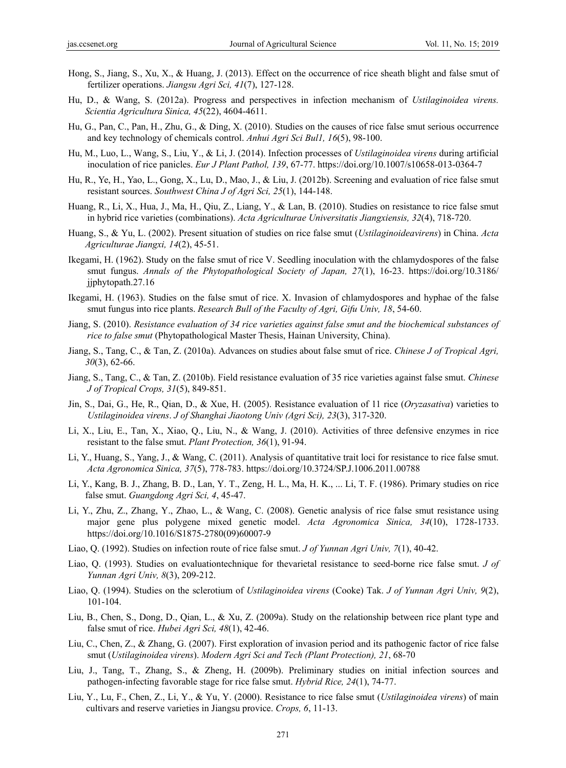Hong, S., Jiang, S., Xu, X., & Huang, J. (2013). Effect on the occurrence of rice sheath blight and false smut of fertilizer operations. *Jiangsu Agri Sci, 41*(7), 127-128.

Hu, D., & Wang, S. (2012a). Progress and perspectives in infection mechanism of *Ustilaginoidea virens. Scientia Agricultura Sinica, 45*(22), 4604-4611.

Hu, G., Pan, C., Pan, H., Zhu, G., & Ding, X. (2010). Studies on the causes of rice false smut serious occurrence and key technology of chemicals control. *Anhui Agri Sci Bul1, 16*(5), 98-100.

Hu, M., Luo, L., Wang, S., Liu, Y., & Li, J. (2014). Infection processes of *Ustilaginoidea virens* during artificial inoculation of rice panicles. *Eur J Plant Pathol, 139*, 67-77. https://doi.org/10.1007/s10658-013-0364-7

Hu, R., Ye, H., Yao, L., Gong, X., Lu, D., Mao, J., & Liu, J. (2012b). Screening and evaluation of rice false smut resistant sources. *Southwest China J of Agri Sci, 25*(1), 144-148.

Huang, R., Li, X., Hua, J., Ma, H., Qiu, Z., Liang, Y., & Lan, B. (2010). Studies on resistance to rice false smut in hybrid rice varieties (combinations). *Acta Agriculturae Universitatis Jiangxiensis, 32*(4), 718-720.

Huang, S., & Yu, L. (2002). Present situation of studies on rice false smut (*Ustilaginoideavirens*) in China. *Acta Agriculturae Jiangxi, 14*(2), 45-51.

Ikegami, H. (1962). Study on the false smut of rice V. Seedling inoculation with the chlamydospores of the false smut fungus. *Annals of the Phytopathological Society of Japan, 27*(1), 16-23. https://doi.org/10.3186/jjphytopath.27.16

Ikegami, H. (1963). Studies on the false smut of rice. X. Invasion of chlamydospores and hyphae of the false smut fungus into rice plants. *Research Bull of the Faculty of Agri, Gifu Univ, 18*, 54-60.

Jiang, S. (2010). *Resistance evaluation of 34 rice varieties against false smut and the biochemical substances of rice to false smut* (Phytopathological Master Thesis, Hainan University, China).

Jiang, S., Tang, C., & Tan, Z. (2010a). Advances on studies about false smut of rice. *Chinese J of Tropical Agri, 30*(3), 62-66.

Jiang, S., Tang, C., & Tan, Z. (2010b). Field resistance evaluation of 35 rice varieties against false smut. *Chinese J of Tropical Crops, 31*(5), 849-851.

Jin, S., Dai, G., He, R., Qian, D., & Xue, H. (2005). Resistance evaluation of 11 rice (*Oryzasativa*) varieties to *Ustilaginoidea virens*. *J of Shanghai Jiaotong Univ (Agri Sci), 23*(3), 317-320.

Li, X., Liu, E., Tan, X., Xiao, Q., Liu, N., & Wang, J. (2010). Activities of three defensive enzymes in rice resistant to the false smut. *Plant Protection, 36*(1), 91-94.

Li, Y., Huang, S., Yang, J., & Wang, C. (2011). Analysis of quantitative trait loci for resistance to rice false smut. *Acta Agronomica Sinica, 37*(5), 778-783. https://doi.org/10.3724/SP.J.1006.2011.00788

Li, Y., Kang, B. J., Zhang, B. D., Lan, Y. T., Zeng, H. L., Ma, H. K., ... Li, T. F. (1986). Primary studies on rice false smut. *Guangdong Agri Sci, 4*, 45-47.

Li, Y., Zhu, Z., Zhang, Y., Zhao, L., & Wang, C. (2008). Genetic analysis of rice false smut resistance using major gene plus polygene mixed genetic model. *Acta Agronomica Sinica, 34*(10), 1728-1733. https://doi.org/10.1016/S1875-2780(09)60007-9

Liao, Q. (1992). Studies on infection route of rice false smut. *J of Yunnan Agri Univ, 7*(1), 40-42.

Liao, Q. (1993). Studies on evaluationtechnique for thevarietal resistance to seed-borne rice false smut. *J of Yunnan Agri Univ, 8*(3), 209-212.

Liao, Q. (1994). Studies on the sclerotium of *Ustilaginoidea virens* (Cooke) Tak. *J of Yunnan Agri Univ, 9*(2), 101-104.

Liu, B., Chen, S., Dong, D., Qian, L., & Xu, Z. (2009a). Study on the relationship between rice plant type and false smut of rice. *Hubei Agri Sci, 48*(1), 42-46.

Liu, C., Chen, Z., & Zhang, G. (2007). First exploration of invasion period and its pathogenic factor of rice false smut (*Ustilaginoidea virens*). *Modern Agri Sci and Tech (Plant Protection), 21*, 68-70

Liu, J., Tang, T., Zhang, S., & Zheng, H. (2009b). Preliminary studies on initial infection sources and pathogen-infecting favorable stage for rice false smut. *Hybrid Rice, 24*(1), 74-77.

Liu, Y., Lu, F., Chen, Z., Li, Y., & Yu, Y. (2000). Resistance to rice false smut (*Ustilaginoidea virens*) of main cultivars and reserve varieties in Jiangsu provice. *Crops, 6*, 11-13.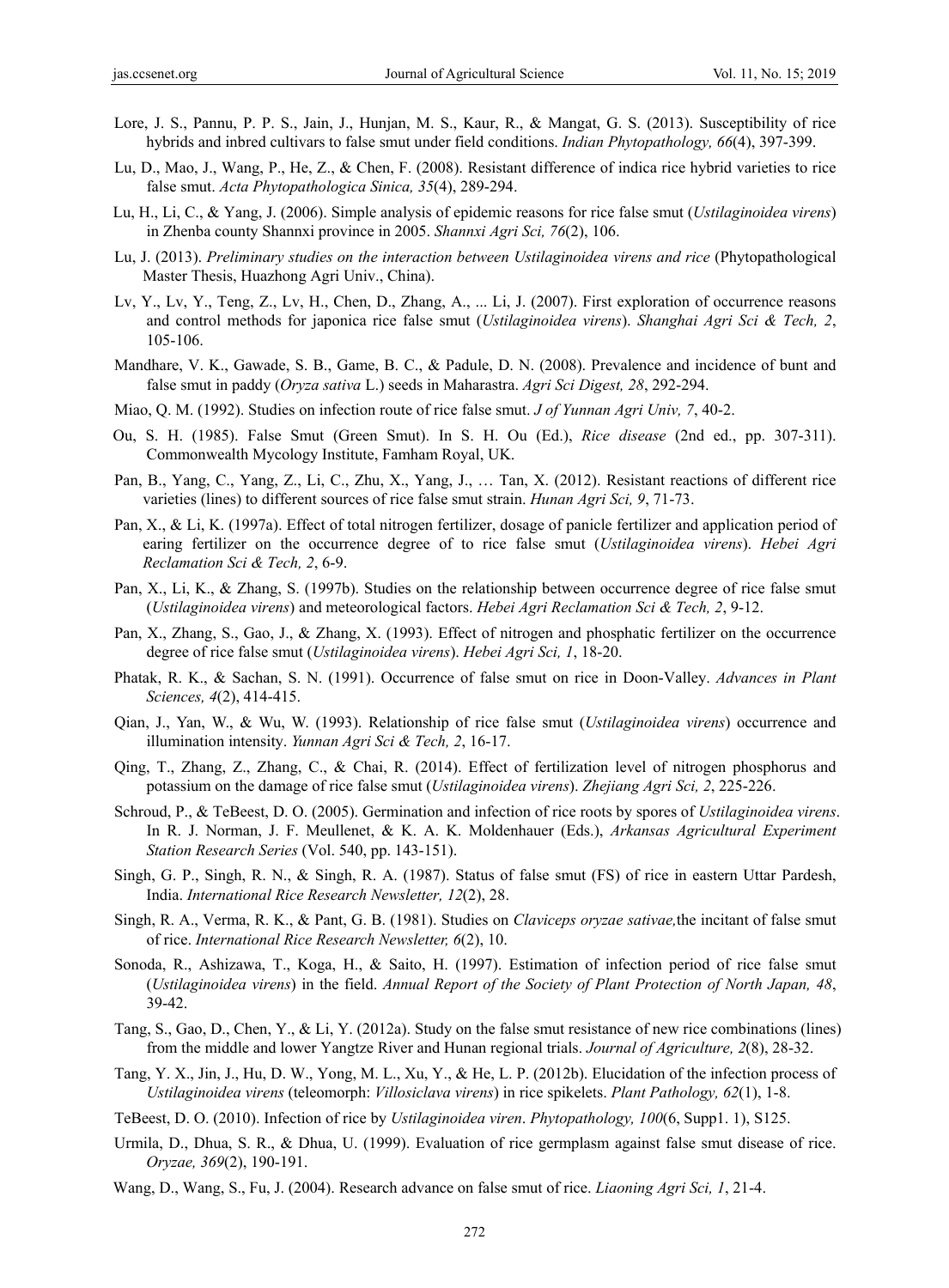Lore, J. S., Pannu, P. P. S., Jain, J., Hunjan, M. S., Kaur, R., & Mangat, G. S. (2013). Susceptibility of rice hybrids and inbred cultivars to false smut under field conditions. *Indian Phytopathology, 66*(4), 397-399.

Lu, D., Mao, J., Wang, P., He, Z., & Chen, F. (2008). Resistant difference of indica rice hybrid varieties to rice false smut. *Acta Phytopathologica Sinica, 35*(4), 289-294.

Lu, H., Li, C., & Yang, J. (2006). Simple analysis of epidemic reasons for rice false smut (*Ustilaginoidea virens*) in Zhenba county Shannxi province in 2005. *Shannxi Agri Sci, 76*(2), 106.

Lu, J. (2013). *Preliminary studies on the interaction between Ustilaginoidea virens and rice* (Phytopathological Master Thesis, Huazhong Agri Univ., China).

Lv, Y., Lv, Y., Teng, Z., Lv, H., Chen, D., Zhang, A., ... Li, J. (2007). First exploration of occurrence reasons and control methods for japonica rice false smut (*Ustilaginoidea virens*). *Shanghai Agri Sci & Tech, 2*, 105-106.

Mandhare, V. K., Gawade, S. B., Game, B. C., & Padule, D. N. (2008). Prevalence and incidence of bunt and false smut in paddy (*Oryza sativa* L.) seeds in Maharastra. *Agri Sci Digest, 28*, 292-294.

Miao, Q. M. (1992). Studies on infection route of rice false smut. *J of Yunnan Agri Univ, 7*, 40-2.

Ou, S. H. (1985). False Smut (Green Smut). In S. H. Ou (Ed.), *Rice disease* (2nd ed., pp. 307-311). Commonwealth Mycology Institute, Famham Royal, UK.

Pan, B., Yang, C., Yang, Z., Li, C., Zhu, X., Yang, J., … Tan, X. (2012). Resistant reactions of different rice varieties (lines) to different sources of rice false smut strain. *Hunan Agri Sci, 9*, 71-73.

Pan, X., & Li, K. (1997a). Effect of total nitrogen fertilizer, dosage of panicle fertilizer and application period of earing fertilizer on the occurrence degree of to rice false smut (*Ustilaginoidea virens*). *Hebei Agri Reclamation Sci & Tech, 2*, 6-9.

Pan, X., Li, K., & Zhang, S. (1997b). Studies on the relationship between occurrence degree of rice false smut (*Ustilaginoidea virens*) and meteorological factors. *Hebei Agri Reclamation Sci & Tech, 2*, 9-12.

Pan, X., Zhang, S., Gao, J., & Zhang, X. (1993). Effect of nitrogen and phosphatic fertilizer on the occurrence degree of rice false smut (*Ustilaginoidea virens*). *Hebei Agri Sci, 1*, 18-20.

Phatak, R. K., & Sachan, S. N. (1991). Occurrence of false smut on rice in Doon-Valley. *Advances in Plant Sciences, 4*(2), 414-415.

Qian, J., Yan, W., & Wu, W. (1993). Relationship of rice false smut (*Ustilaginoidea virens*) occurrence and illumination intensity. *Yunnan Agri Sci & Tech, 2*, 16-17.

Qing, T., Zhang, Z., Zhang, C., & Chai, R. (2014). Effect of fertilization level of nitrogen phosphorus and potassium on the damage of rice false smut (*Ustilaginoidea virens*). *Zhejiang Agri Sci, 2*, 225-226.

Schroud, P., & TeBeest, D. O. (2005). Germination and infection of rice roots by spores of *Ustilaginoidea virens*. In R. J. Norman, J. F. Meullenet, & K. A. K. Moldenhauer (Eds.), *Arkansas Agricultural Experiment Station Research Series* (Vol. 540, pp. 143-151).

Singh, G. P., Singh, R. N., & Singh, R. A. (1987). Status of false smut (FS) of rice in eastern Uttar Pardesh, India. *International Rice Research Newsletter, 12*(2), 28.

Singh, R. A., Verma, R. K., & Pant, G. B. (1981). Studies on *Claviceps oryzae sativae,*the incitant of false smut of rice. *International Rice Research Newsletter, 6*(2), 10.

Sonoda, R., Ashizawa, T., Koga, H., & Saito, H. (1997). Estimation of infection period of rice false smut (*Ustilaginoidea virens*) in the field. *Annual Report of the Society of Plant Protection of North Japan, 48*, 39-42.

Tang, S., Gao, D., Chen, Y., & Li, Y. (2012a). Study on the false smut resistance of new rice combinations (lines) from the middle and lower Yangtze River and Hunan regional trials. *Journal of Agriculture, 2*(8), 28-32.

Tang, Y. X., Jin, J., Hu, D. W., Yong, M. L., Xu, Y., & He, L. P. (2012b). Elucidation of the infection process of *Ustilaginoidea virens* (teleomorph: *Villosiclava virens*) in rice spikelets. *Plant Pathology, 62*(1), 1-8.

TeBeest, D. O. (2010). Infection of rice by *Ustilaginoidea viren*. *Phytopathology, 100*(6, Supp1. 1), S125.

Urmila, D., Dhua, S. R., & Dhua, U. (1999). Evaluation of rice germplasm against false smut disease of rice. *Oryzae, 369*(2), 190-191.

Wang, D., Wang, S., Fu, J. (2004). Research advance on false smut of rice. *Liaoning Agri Sci, 1*, 21-4.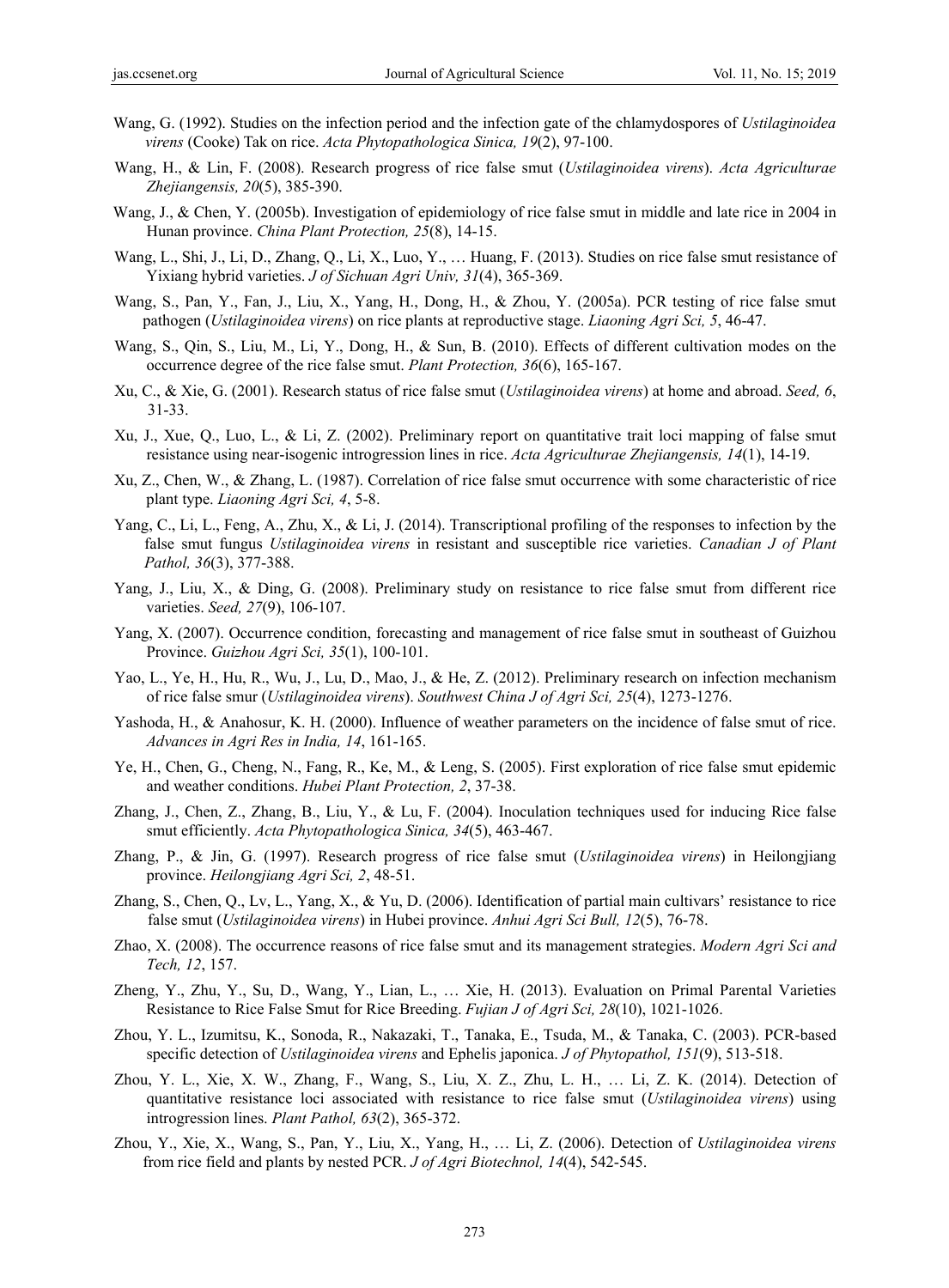Wang, G. (1992). Studies on the infection period and the infection gate of the chlamydospores of *Ustilaginoidea virens* (Cooke) Tak on rice. *Acta Phytopathologica Sinica, 19*(2), 97-100.

Wang, H., & Lin, F. (2008). Research progress of rice false smut (*Ustilaginoidea virens*). *Acta Agriculturae Zhejiangensis, 20*(5), 385-390.

Wang, J., & Chen, Y. (2005b). Investigation of epidemiology of rice false smut in middle and late rice in 2004 in Hunan province. *China Plant Protection, 25*(8), 14-15.

Wang, L., Shi, J., Li, D., Zhang, Q., Li, X., Luo, Y., … Huang, F. (2013). Studies on rice false smut resistance of Yixiang hybrid varieties. *J of Sichuan Agri Univ, 31*(4), 365-369.

Wang, S., Pan, Y., Fan, J., Liu, X., Yang, H., Dong, H., & Zhou, Y. (2005a). PCR testing of rice false smut pathogen (*Ustilaginoidea virens*) on rice plants at reproductive stage. *Liaoning Agri Sci, 5*, 46-47.

Wang, S., Qin, S., Liu, M., Li, Y., Dong, H., & Sun, B. (2010). Effects of different cultivation modes on the occurrence degree of the rice false smut. *Plant Protection, 36*(6), 165-167.

Xu, C., & Xie, G. (2001). Research status of rice false smut (*Ustilaginoidea virens*) at home and abroad. *Seed, 6*, 31-33.

Xu, J., Xue, Q., Luo, L., & Li, Z. (2002). Preliminary report on quantitative trait loci mapping of false smut resistance using near-isogenic introgression lines in rice. *Acta Agriculturae Zhejiangensis, 14*(1), 14-19.

Xu, Z., Chen, W., & Zhang, L. (1987). Correlation of rice false smut occurrence with some characteristic of rice plant type. *Liaoning Agri Sci, 4*, 5-8.

Yang, C., Li, L., Feng, A., Zhu, X., & Li, J. (2014). Transcriptional profiling of the responses to infection by the false smut fungus *Ustilaginoidea virens* in resistant and susceptible rice varieties. *Canadian J of Plant Pathol, 36*(3), 377-388.

Yang, J., Liu, X., & Ding, G. (2008). Preliminary study on resistance to rice false smut from different rice varieties. *Seed, 27*(9), 106-107.

Yang, X. (2007). Occurrence condition, forecasting and management of rice false smut in southeast of Guizhou Province. *Guizhou Agri Sci, 35*(1), 100-101.

Yao, L., Ye, H., Hu, R., Wu, J., Lu, D., Mao, J., & He, Z. (2012). Preliminary research on infection mechanism of rice false smur (*Ustilaginoidea virens*). *Southwest China J of Agri Sci, 25*(4), 1273-1276.

Yashoda, H., & Anahosur, K. H. (2000). Influence of weather parameters on the incidence of false smut of rice. *Advances in Agri Res in India, 14*, 161-165.

Ye, H., Chen, G., Cheng, N., Fang, R., Ke, M., & Leng, S. (2005). First exploration of rice false smut epidemic and weather conditions. *Hubei Plant Protection, 2*, 37-38.

Zhang, J., Chen, Z., Zhang, B., Liu, Y., & Lu, F. (2004). Inoculation techniques used for inducing Rice false smut efficiently. *Acta Phytopathologica Sinica, 34*(5), 463-467.

Zhang, P., & Jin, G. (1997). Research progress of rice false smut (*Ustilaginoidea virens*) in Heilongjiang province. *Heilongjiang Agri Sci, 2*, 48-51.

Zhang, S., Chen, Q., Lv, L., Yang, X., & Yu, D. (2006). Identification of partial main cultivars' resistance to rice false smut (*Ustilaginoidea virens*) in Hubei province. *Anhui Agri Sci Bull, 12*(5), 76-78.

Zhao, X. (2008). The occurrence reasons of rice false smut and its management strategies. *Modern Agri Sci and Tech, 12*, 157.

Zheng, Y., Zhu, Y., Su, D., Wang, Y., Lian, L., … Xie, H. (2013). Evaluation on Primal Parental Varieties Resistance to Rice False Smut for Rice Breeding. *Fujian J of Agri Sci, 28*(10), 1021-1026.

Zhou, Y. L., Izumitsu, K., Sonoda, R., Nakazaki, T., Tanaka, E., Tsuda, M., & Tanaka, C. (2003). PCR-based specific detection of *Ustilaginoidea virens* and Ephelis japonica. *J of Phytopathol, 151*(9), 513-518.

Zhou, Y. L., Xie, X. W., Zhang, F., Wang, S., Liu, X. Z., Zhu, L. H., … Li, Z. K. (2014). Detection of quantitative resistance loci associated with resistance to rice false smut (*Ustilaginoidea virens*) using introgression lines. *Plant Pathol, 63*(2), 365-372.

Zhou, Y., Xie, X., Wang, S., Pan, Y., Liu, X., Yang, H., … Li, Z. (2006). Detection of *Ustilaginoidea virens* from rice field and plants by nested PCR. *J of Agri Biotechnol, 14*(4), 542-545.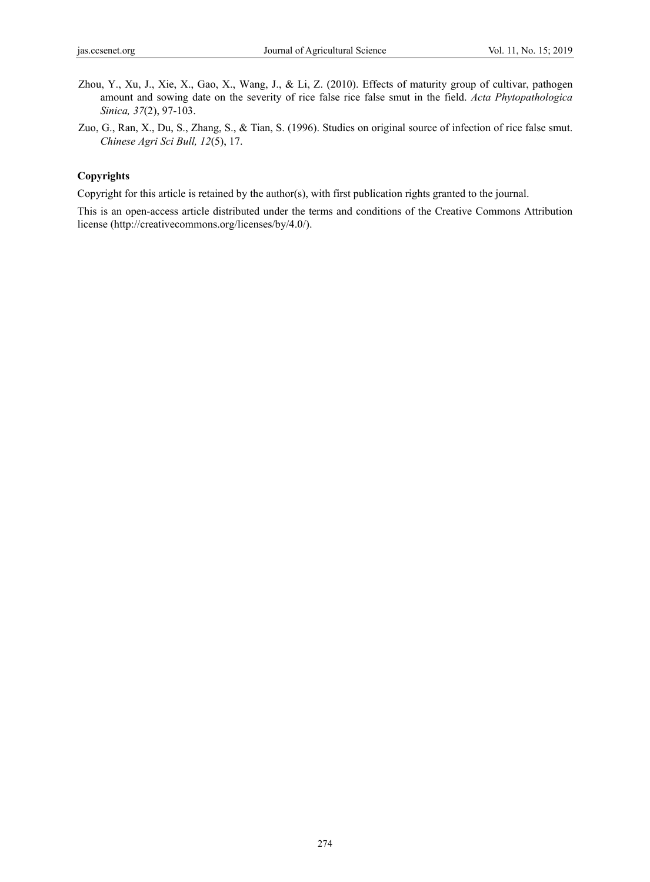Zhou, Y., Xu, J., Xie, X., Gao, X., Wang, J., & Li, Z. (2010). Effects of maturity group of cultivar, pathogen amount and sowing date on the severity of rice false rice false smut in the field. *Acta Phytopathologica Sinica, 37*(2), 97-103.

Zuo, G., Ran, X., Du, S., Zhang, S., & Tian, S. (1996). Studies on original source of infection of rice false smut. *Chinese Agri Sci Bull, 12*(5), 17.

## Copyrights

Copyright for this article is retained by the author(s), with first publication rights granted to the journal.

This is an open-access article distributed under the terms and conditions of the Creative Commons Attribution license (http://creativecommons.org/licenses/by/4.0/).